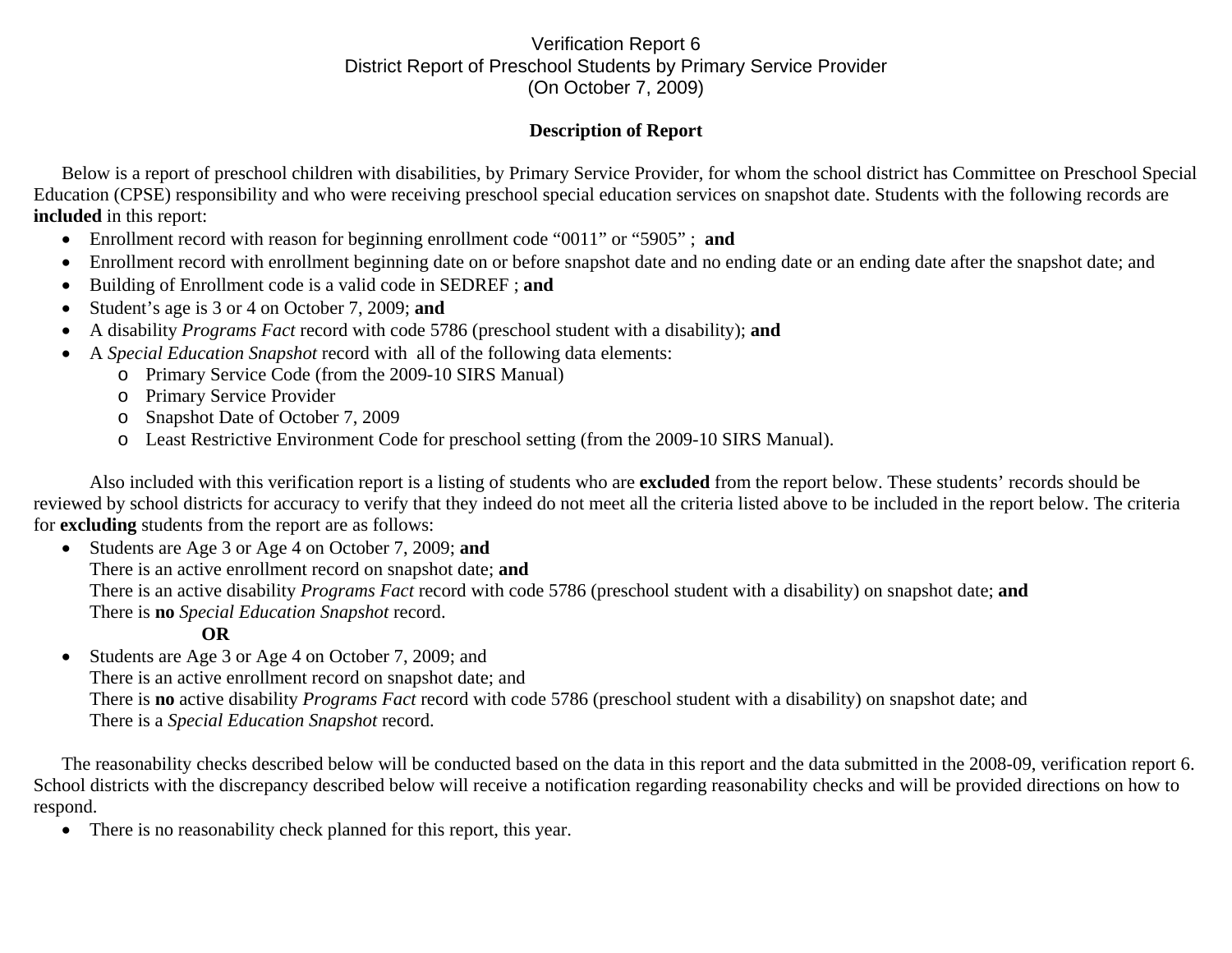# Verification Report 6
## District Report of Preschool Students by Primary Service Provider
## (On October 7, 2009)

### Description of Report

Below is a report of preschool children with disabilities, by Primary Service Provider, for whom the school district has Committee on Preschool Special Education (CPSE) responsibility and who were receiving preschool special education services on snapshot date. Students with the following records are **included** in this report:

- Enrollment record with reason for beginning enrollment code "0011" or "5905" ; **and**
- Enrollment record with enrollment beginning date on or before snapshot date and no ending date or an ending date after the snapshot date; and
- Building of Enrollment code is a valid code in SEDREF ; **and**
- Student's age is 3 or 4 on October 7, 2009; **and**
- A disability *Programs Fact* record with code 5786 (preschool student with a disability); **and**
- A *Special Education Snapshot* record with all of the following data elements:
  - Primary Service Code (from the 2009-10 SIRS Manual)
  - Primary Service Provider
  - Snapshot Date of October 7, 2009
  - Least Restrictive Environment Code for preschool setting (from the 2009-10 SIRS Manual).

Also included with this verification report is a listing of students who are **excluded** from the report below. These students' records should be reviewed by school districts for accuracy to verify that they indeed do not meet all the criteria listed above to be included in the report below. The criteria for **excluding** students from the report are as follows:

- Students are Age 3 or Age 4 on October 7, 2009; **and**
  There is an active enrollment record on snapshot date; **and**
  There is an active disability *Programs Fact* record with code 5786 (preschool student with a disability) on snapshot date; **and**
  There is **no** *Special Education Snapshot* record.

  **OR**

- Students are Age 3 or Age 4 on October 7, 2009; and
  There is an active enrollment record on snapshot date; and
  There is **no** active disability *Programs Fact* record with code 5786 (preschool student with a disability) on snapshot date; and
  There is a *Special Education Snapshot* record.

The reasonability checks described below will be conducted based on the data in this report and the data submitted in the 2008-09, verification report 6. School districts with the discrepancy described below will receive a notification regarding reasonability checks and will be provided directions on how to respond.

- There is no reasonability check planned for this report, this year.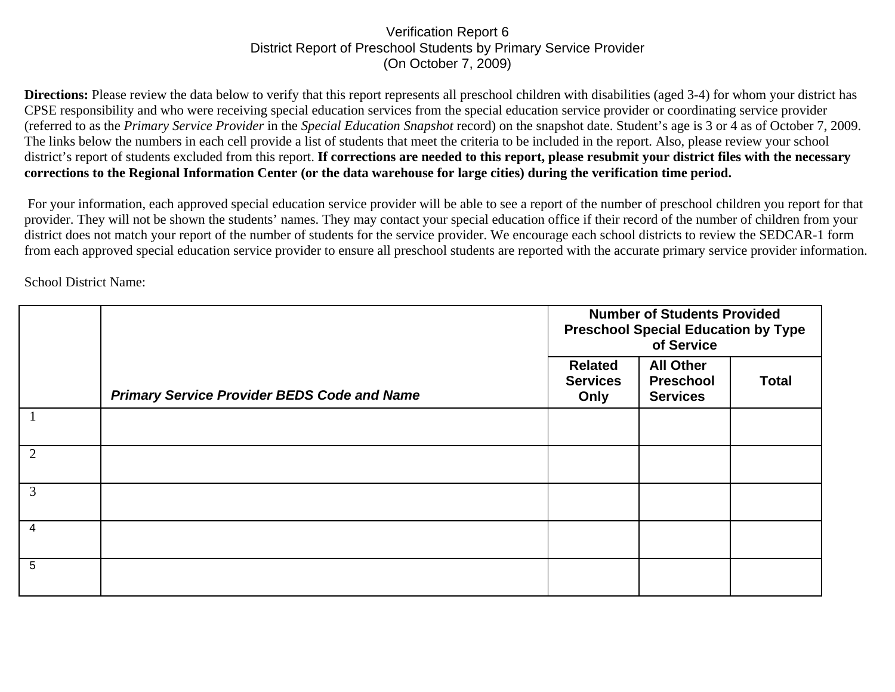# Verification Report 6
## District Report of Preschool Students by Primary Service Provider
### (On October 7, 2009)

**Directions:** Please review the data below to verify that this report represents all preschool children with disabilities (aged 3-4) for whom your district has CPSE responsibility and who were receiving special education services from the special education service provider or coordinating service provider (referred to as the *Primary Service Provider* in the *Special Education Snapshot* record) on the snapshot date. Student's age is 3 or 4 as of October 7, 2009. The links below the numbers in each cell provide a list of students that meet the criteria to be included in the report. Also, please review your school district's report of students excluded from this report. **If corrections are needed to this report, please resubmit your district files with the necessary corrections to the Regional Information Center (or the data warehouse for large cities) during the verification time period.**

For your information, each approved special education service provider will be able to see a report of the number of preschool children you report for that provider. They will not be shown the students' names. They may contact your special education office if their record of the number of children from your district does not match your report of the number of students for the service provider. We encourage each school districts to review the SEDCAR-1 form from each approved special education service provider to ensure all preschool students are reported with the accurate primary service provider information.

School District Name:

| | | **Number of Students Provided Preschool Special Education by Type of Service** | | |
|---|---|---|---|---|
| | ***Primary Service Provider BEDS Code and Name*** | **Related Services Only** | **All Other Preschool Services** | **Total** |
| 1 | | | | |
| 2 | | | | |
| 3 | | | | |
| 4 | | | | |
| 5 | | | | |